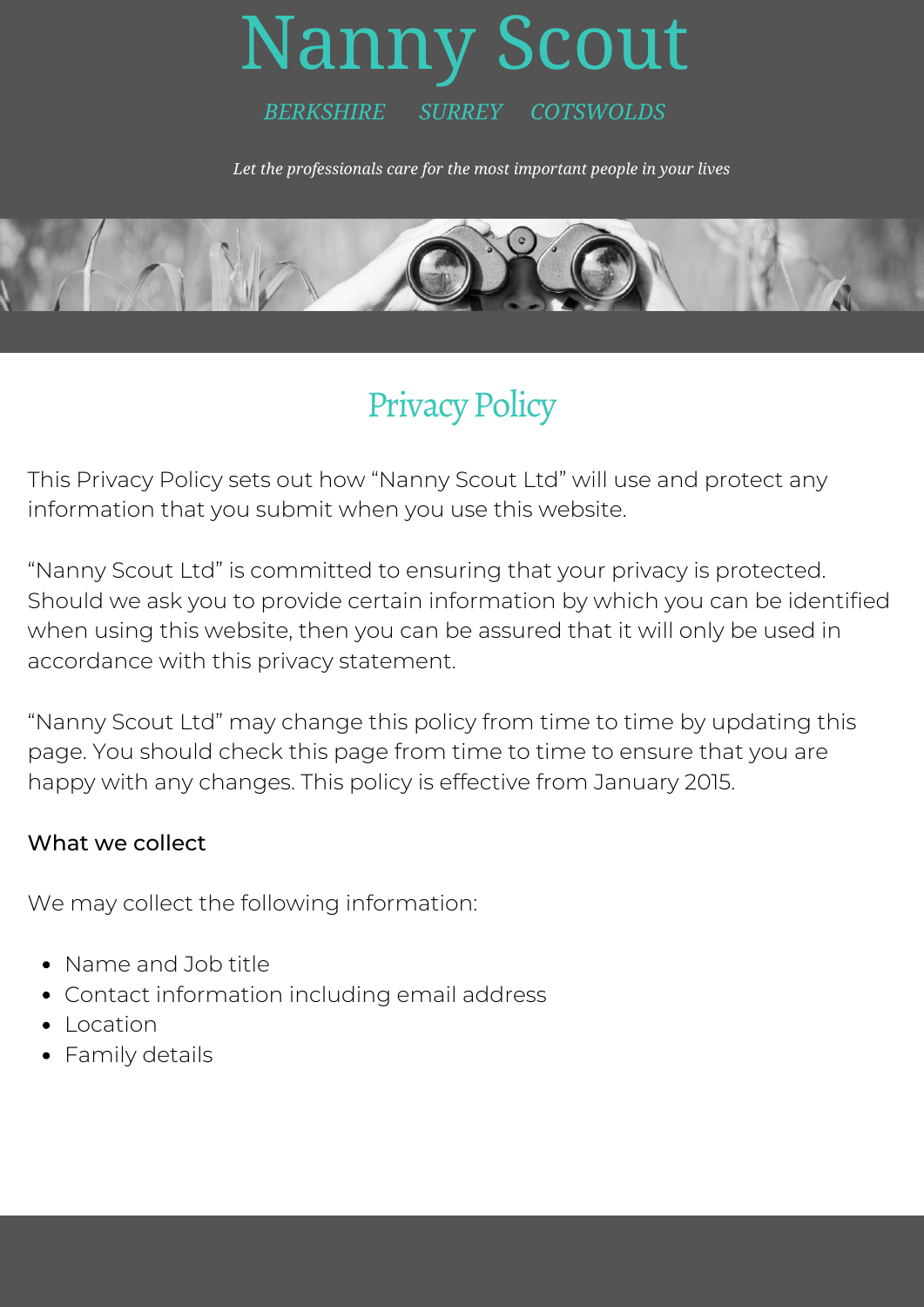# Nanny Scout

*BERKSHIRE SURREY COTSWOLDS*

*Let the professionals care for the most important people in your lives*

## Privacy Policy

This Privacy Policy sets out how "Nanny Scout Ltd" will use and protect any information that you submit when you use this website.

"Nanny Scout Ltd" is committed to ensuring that your privacy is protected. Should we ask you to provide certain information by which you can be identified when using this website, then you can be assured that it will only be used in accordance with this privacy statement.

"Nanny Scout Ltd" may change this policy from time to time by updating this page. You should check this page from time to time to ensure that you are happy with any changes. This policy is effective from January 2015.

### What we collect

We may collect the following information:

- Name and Job title
- Contact information including email address
- Location
- Family details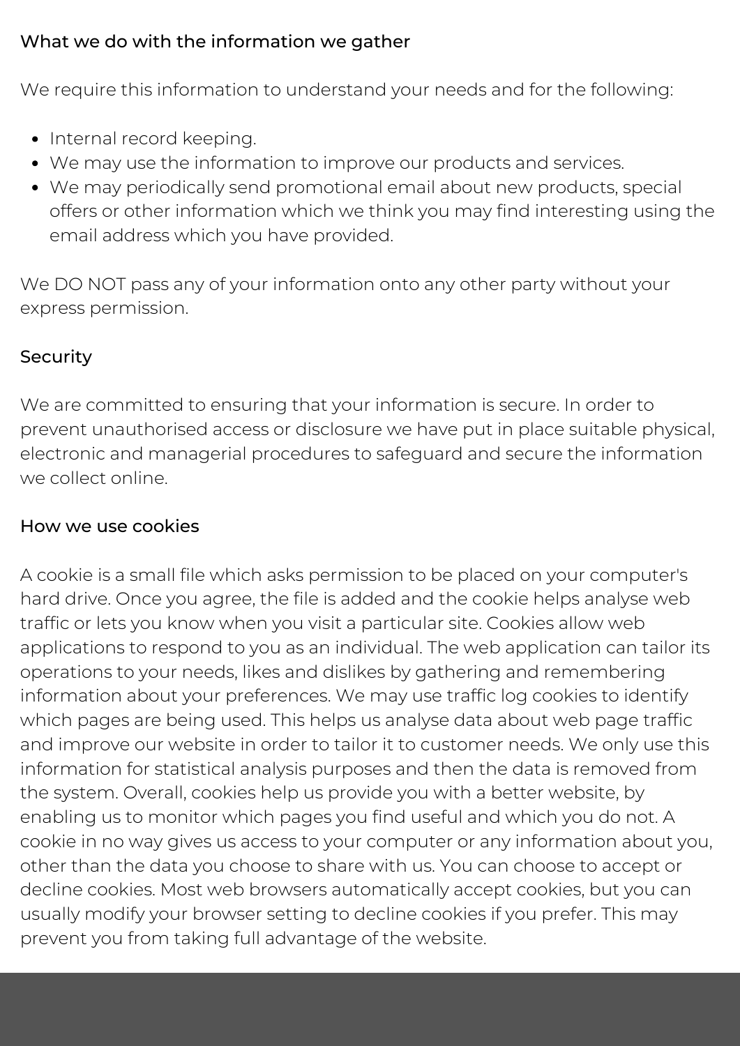## What we do with the information we gather

We require this information to understand your needs and for the following:

- Internal record keeping.
- We may use the information to improve our products and services.
- We may periodically send promotional email about new products, special offers or other information which we think you may find interesting using the email address which you have provided.

We DO NOT pass any of your information onto any other party without your express permission.

## Security

We are committed to ensuring that your information is secure. In order to prevent unauthorised access or disclosure we have put in place suitable physical, electronic and managerial procedures to safeguard and secure the information we collect online.

## How we use cookies

A cookie is a small file which asks permission to be placed on your computer's hard drive. Once you agree, the file is added and the cookie helps analyse web traffic or lets you know when you visit a particular site. Cookies allow web applications to respond to you as an individual. The web application can tailor its operations to your needs, likes and dislikes by gathering and remembering information about your preferences. We may use traffic log cookies to identify which pages are being used. This helps us analyse data about web page traffic and improve our website in order to tailor it to customer needs. We only use this information for statistical analysis purposes and then the data is removed from the system. Overall, cookies help us provide you with a better website, by enabling us to monitor which pages you find useful and which you do not. A cookie in no way gives us access to your computer or any information about you, other than the data you choose to share with us. You can choose to accept or decline cookies. Most web browsers automatically accept cookies, but you can usually modify your browser setting to decline cookies if you prefer. This may prevent you from taking full advantage of the website.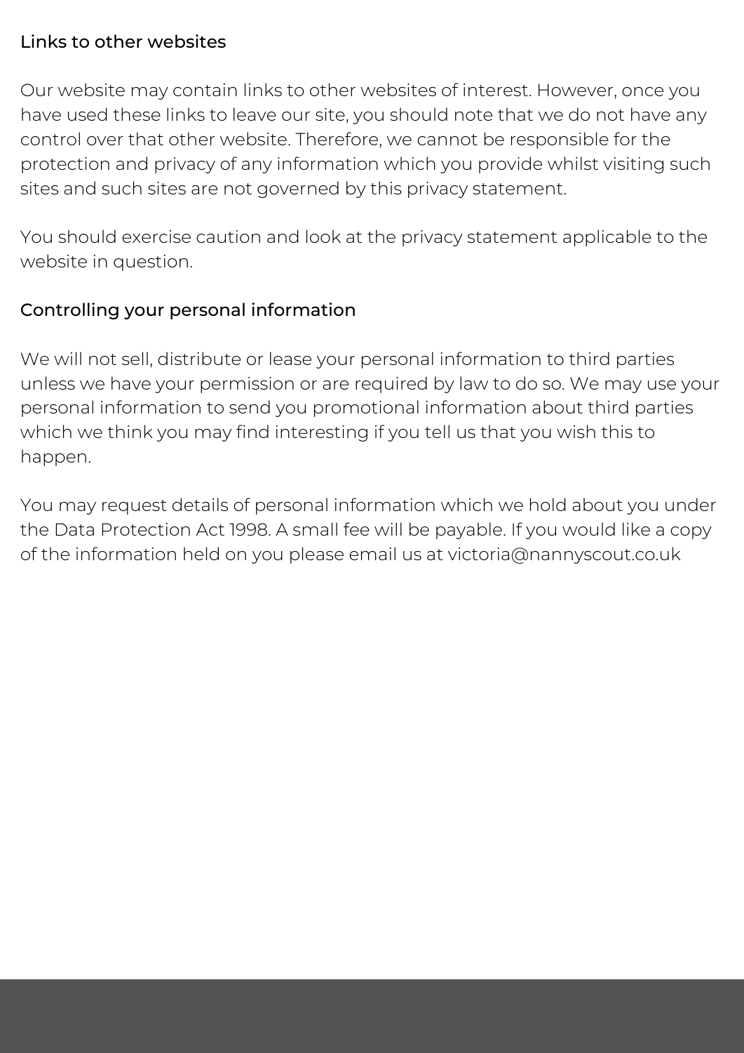## Links to other websites

Our website may contain links to other websites of interest. However, once you have used these links to leave our site, you should note that we do not have any control over that other website. Therefore, we cannot be responsible for the protection and privacy of any information which you provide whilst visiting such sites and such sites are not governed by this privacy statement.

You should exercise caution and look at the privacy statement applicable to the website in question.

## Controlling your personal information

We will not sell, distribute or lease your personal information to third parties unless we have your permission or are required by law to do so. We may use your personal information to send you promotional information about third parties which we think you may find interesting if you tell us that you wish this to happen.

You may request details of personal information which we hold about you under the Data Protection Act 1998. A small fee will be payable. If you would like a copy of the information held on you please email us at victoria@nannyscout.co.uk